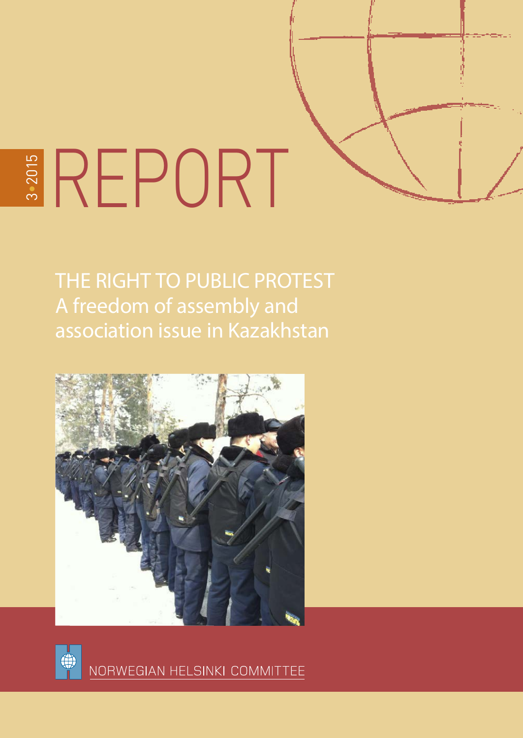3•2015

# REPORT

## THE RIGHT TO PUBLIC PROTEST
## A freedom of assembly and association issue in Kazakhstan

NORWEGIAN HELSINKI COMMITTEE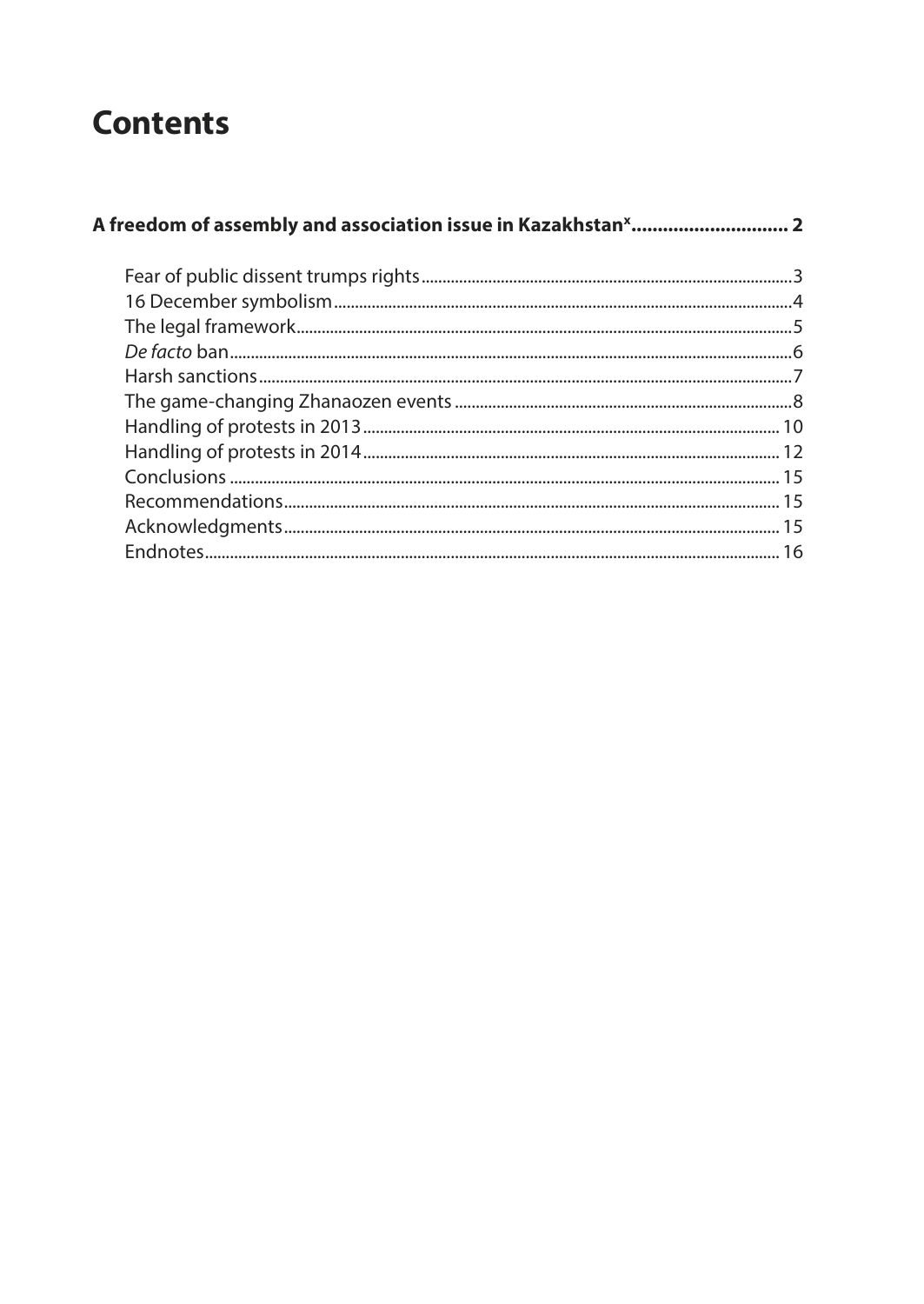# Contents

**A freedom of assembly and association issue in Kazakhstan[x]............................. 2**

- Fear of public dissent trumps rights........................................................................................3
- 16 December symbolism............................................................................................................4
- The legal framework....................................................................................................................5
- *De facto* ban....................................................................................................................................6
- Harsh sanctions.............................................................................................................................7
- The game-changing Zhanaozen events ..............................................................................8
- Handling of protests in 2013.................................................................................................. 10
- Handling of protests in 2014.................................................................................................. 12
- Conclusions ................................................................................................................................... 15
- Recommendations...................................................................................................................... 15
- Acknowledgments...................................................................................................................... 15
- Endnotes......................................................................................................................................... 16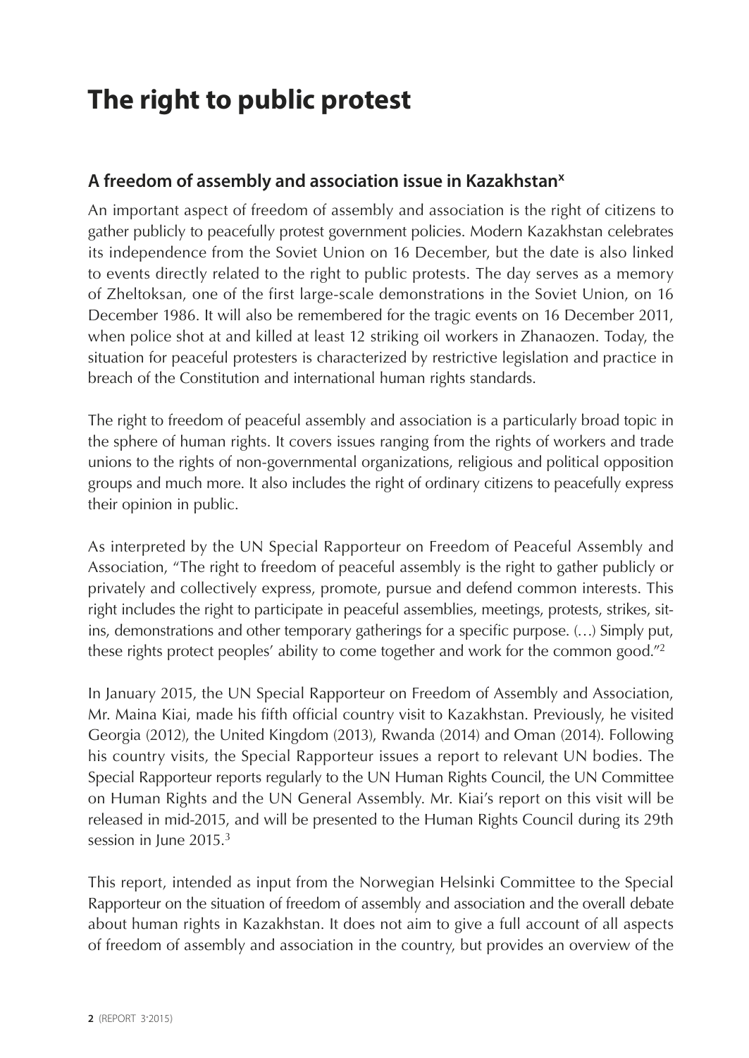# The right to public protest

## A freedom of assembly and association issue in Kazakhstan[x]

An important aspect of freedom of assembly and association is the right of citizens to gather publicly to peacefully protest government policies. Modern Kazakhstan celebrates its independence from the Soviet Union on 16 December, but the date is also linked to events directly related to the right to public protests. The day serves as a memory of Zheltoksan, one of the first large-scale demonstrations in the Soviet Union, on 16 December 1986. It will also be remembered for the tragic events on 16 December 2011, when police shot at and killed at least 12 striking oil workers in Zhanaozen. Today, the situation for peaceful protesters is characterized by restrictive legislation and practice in breach of the Constitution and international human rights standards.

The right to freedom of peaceful assembly and association is a particularly broad topic in the sphere of human rights. It covers issues ranging from the rights of workers and trade unions to the rights of non-governmental organizations, religious and political opposition groups and much more. It also includes the right of ordinary citizens to peacefully express their opinion in public.

As interpreted by the UN Special Rapporteur on Freedom of Peaceful Assembly and Association, "The right to freedom of peaceful assembly is the right to gather publicly or privately and collectively express, promote, pursue and defend common interests. This right includes the right to participate in peaceful assemblies, meetings, protests, strikes, sit-ins, demonstrations and other temporary gatherings for a specific purpose. (…) Simply put, these rights protect peoples' ability to come together and work for the common good."[2]

In January 2015, the UN Special Rapporteur on Freedom of Assembly and Association, Mr. Maina Kiai, made his fifth official country visit to Kazakhstan. Previously, he visited Georgia (2012), the United Kingdom (2013), Rwanda (2014) and Oman (2014). Following his country visits, the Special Rapporteur issues a report to relevant UN bodies. The Special Rapporteur reports regularly to the UN Human Rights Council, the UN Committee on Human Rights and the UN General Assembly. Mr. Kiai's report on this visit will be released in mid-2015, and will be presented to the Human Rights Council during its 29th session in June 2015.[3]

This report, intended as input from the Norwegian Helsinki Committee to the Special Rapporteur on the situation of freedom of assembly and association and the overall debate about human rights in Kazakhstan. It does not aim to give a full account of all aspects of freedom of assembly and association in the country, but provides an overview of the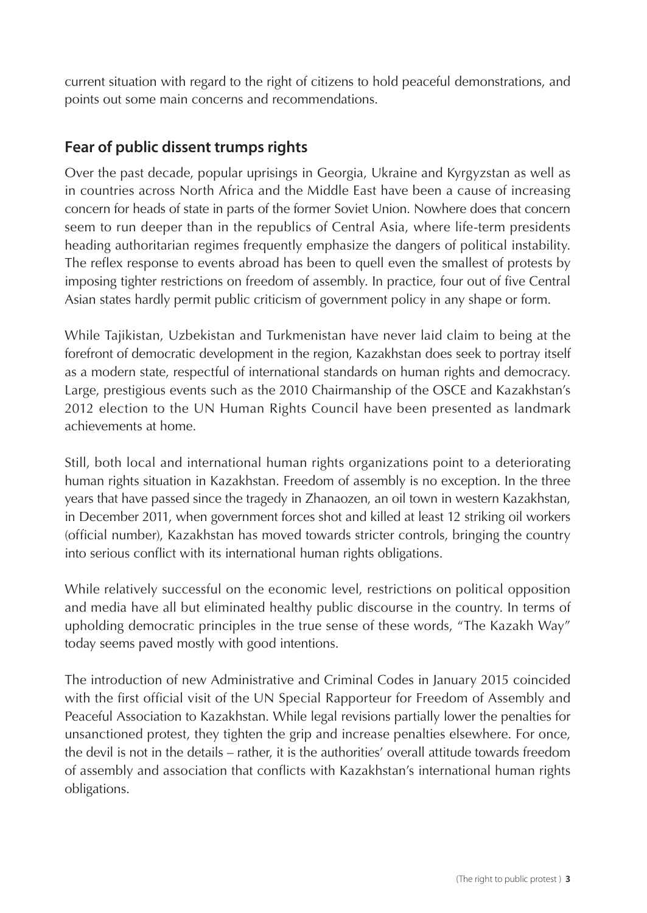current situation with regard to the right of citizens to hold peaceful demonstrations, and points out some main concerns and recommendations.

## Fear of public dissent trumps rights

Over the past decade, popular uprisings in Georgia, Ukraine and Kyrgyzstan as well as in countries across North Africa and the Middle East have been a cause of increasing concern for heads of state in parts of the former Soviet Union. Nowhere does that concern seem to run deeper than in the republics of Central Asia, where life-term presidents heading authoritarian regimes frequently emphasize the dangers of political instability. The reflex response to events abroad has been to quell even the smallest of protests by imposing tighter restrictions on freedom of assembly. In practice, four out of five Central Asian states hardly permit public criticism of government policy in any shape or form.

While Tajikistan, Uzbekistan and Turkmenistan have never laid claim to being at the forefront of democratic development in the region, Kazakhstan does seek to portray itself as a modern state, respectful of international standards on human rights and democracy. Large, prestigious events such as the 2010 Chairmanship of the OSCE and Kazakhstan's 2012 election to the UN Human Rights Council have been presented as landmark achievements at home.

Still, both local and international human rights organizations point to a deteriorating human rights situation in Kazakhstan. Freedom of assembly is no exception. In the three years that have passed since the tragedy in Zhanaozen, an oil town in western Kazakhstan, in December 2011, when government forces shot and killed at least 12 striking oil workers (official number), Kazakhstan has moved towards stricter controls, bringing the country into serious conflict with its international human rights obligations.

While relatively successful on the economic level, restrictions on political opposition and media have all but eliminated healthy public discourse in the country. In terms of upholding democratic principles in the true sense of these words, "The Kazakh Way" today seems paved mostly with good intentions.

The introduction of new Administrative and Criminal Codes in January 2015 coincided with the first official visit of the UN Special Rapporteur for Freedom of Assembly and Peaceful Association to Kazakhstan. While legal revisions partially lower the penalties for unsanctioned protest, they tighten the grip and increase penalties elsewhere. For once, the devil is not in the details – rather, it is the authorities' overall attitude towards freedom of assembly and association that conflicts with Kazakhstan's international human rights obligations.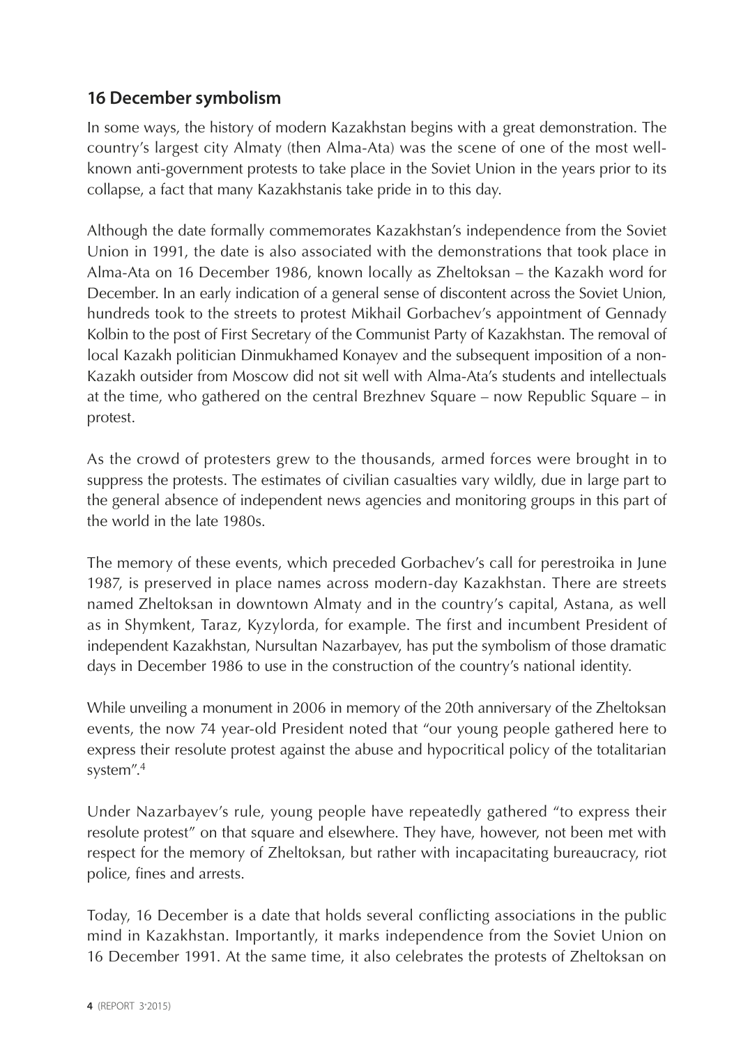## 16 December symbolism

In some ways, the history of modern Kazakhstan begins with a great demonstration. The country's largest city Almaty (then Alma-Ata) was the scene of one of the most well-known anti-government protests to take place in the Soviet Union in the years prior to its collapse, a fact that many Kazakhstanis take pride in to this day.

Although the date formally commemorates Kazakhstan's independence from the Soviet Union in 1991, the date is also associated with the demonstrations that took place in Alma-Ata on 16 December 1986, known locally as Zheltoksan – the Kazakh word for December. In an early indication of a general sense of discontent across the Soviet Union, hundreds took to the streets to protest Mikhail Gorbachev's appointment of Gennady Kolbin to the post of First Secretary of the Communist Party of Kazakhstan. The removal of local Kazakh politician Dinmukhamed Konayev and the subsequent imposition of a non-Kazakh outsider from Moscow did not sit well with Alma-Ata's students and intellectuals at the time, who gathered on the central Brezhnev Square – now Republic Square – in protest.

As the crowd of protesters grew to the thousands, armed forces were brought in to suppress the protests. The estimates of civilian casualties vary wildly, due in large part to the general absence of independent news agencies and monitoring groups in this part of the world in the late 1980s.

The memory of these events, which preceded Gorbachev's call for perestroika in June 1987, is preserved in place names across modern-day Kazakhstan. There are streets named Zheltoksan in downtown Almaty and in the country's capital, Astana, as well as in Shymkent, Taraz, Kyzylorda, for example. The first and incumbent President of independent Kazakhstan, Nursultan Nazarbayev, has put the symbolism of those dramatic days in December 1986 to use in the construction of the country's national identity.

While unveiling a monument in 2006 in memory of the 20th anniversary of the Zheltoksan events, the now 74 year-old President noted that "our young people gathered here to express their resolute protest against the abuse and hypocritical policy of the totalitarian system".[4]

Under Nazarbayev's rule, young people have repeatedly gathered "to express their resolute protest" on that square and elsewhere. They have, however, not been met with respect for the memory of Zheltoksan, but rather with incapacitating bureaucracy, riot police, fines and arrests.

Today, 16 December is a date that holds several conflicting associations in the public mind in Kazakhstan. Importantly, it marks independence from the Soviet Union on 16 December 1991. At the same time, it also celebrates the protests of Zheltoksan on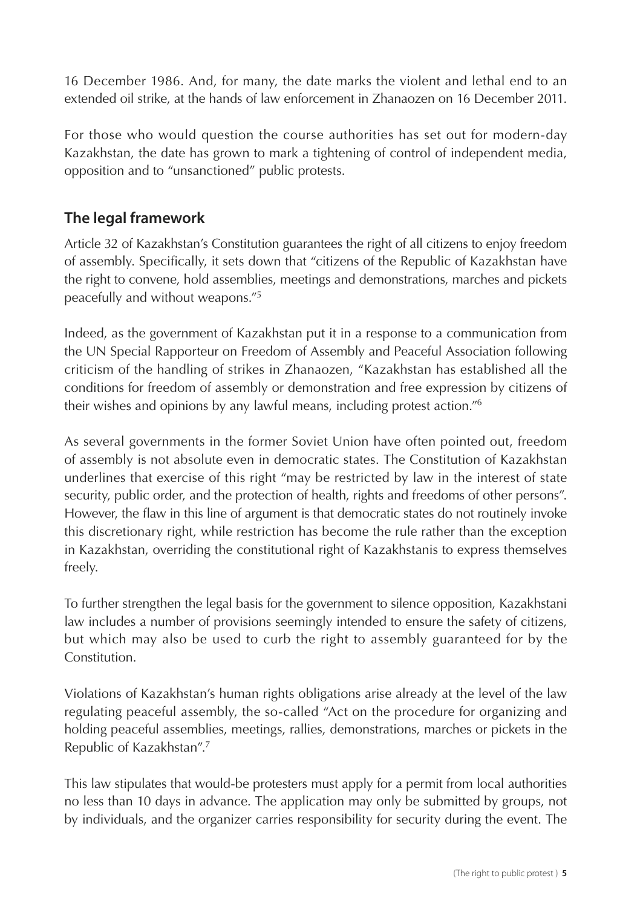16 December 1986. And, for many, the date marks the violent and lethal end to an extended oil strike, at the hands of law enforcement in Zhanaozen on 16 December 2011.

For those who would question the course authorities has set out for modern-day Kazakhstan, the date has grown to mark a tightening of control of independent media, opposition and to "unsanctioned" public protests.

## The legal framework

Article 32 of Kazakhstan's Constitution guarantees the right of all citizens to enjoy freedom of assembly. Specifically, it sets down that "citizens of the Republic of Kazakhstan have the right to convene, hold assemblies, meetings and demonstrations, marches and pickets peacefully and without weapons."[5]

Indeed, as the government of Kazakhstan put it in a response to a communication from the UN Special Rapporteur on Freedom of Assembly and Peaceful Association following criticism of the handling of strikes in Zhanaozen, "Kazakhstan has established all the conditions for freedom of assembly or demonstration and free expression by citizens of their wishes and opinions by any lawful means, including protest action."[6]

As several governments in the former Soviet Union have often pointed out, freedom of assembly is not absolute even in democratic states. The Constitution of Kazakhstan underlines that exercise of this right "may be restricted by law in the interest of state security, public order, and the protection of health, rights and freedoms of other persons". However, the flaw in this line of argument is that democratic states do not routinely invoke this discretionary right, while restriction has become the rule rather than the exception in Kazakhstan, overriding the constitutional right of Kazakhstanis to express themselves freely.

To further strengthen the legal basis for the government to silence opposition, Kazakhstani law includes a number of provisions seemingly intended to ensure the safety of citizens, but which may also be used to curb the right to assembly guaranteed for by the Constitution.

Violations of Kazakhstan's human rights obligations arise already at the level of the law regulating peaceful assembly, the so-called "Act on the procedure for organizing and holding peaceful assemblies, meetings, rallies, demonstrations, marches or pickets in the Republic of Kazakhstan".[7]

This law stipulates that would-be protesters must apply for a permit from local authorities no less than 10 days in advance. The application may only be submitted by groups, not by individuals, and the organizer carries responsibility for security during the event. The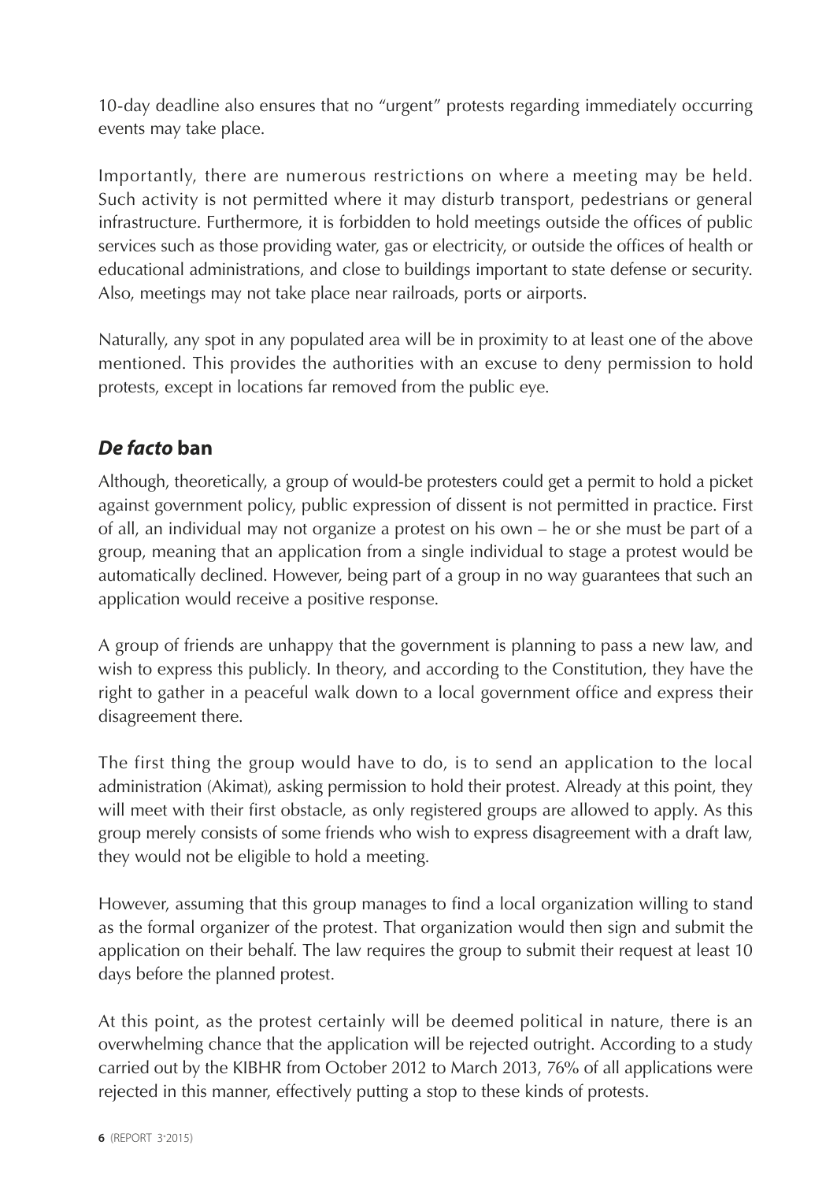10-day deadline also ensures that no "urgent" protests regarding immediately occurring events may take place.

Importantly, there are numerous restrictions on where a meeting may be held. Such activity is not permitted where it may disturb transport, pedestrians or general infrastructure. Furthermore, it is forbidden to hold meetings outside the offices of public services such as those providing water, gas or electricity, or outside the offices of health or educational administrations, and close to buildings important to state defense or security. Also, meetings may not take place near railroads, ports or airports.

Naturally, any spot in any populated area will be in proximity to at least one of the above mentioned. This provides the authorities with an excuse to deny permission to hold protests, except in locations far removed from the public eye.

## *De facto* ban

Although, theoretically, a group of would-be protesters could get a permit to hold a picket against government policy, public expression of dissent is not permitted in practice. First of all, an individual may not organize a protest on his own – he or she must be part of a group, meaning that an application from a single individual to stage a protest would be automatically declined. However, being part of a group in no way guarantees that such an application would receive a positive response.

A group of friends are unhappy that the government is planning to pass a new law, and wish to express this publicly. In theory, and according to the Constitution, they have the right to gather in a peaceful walk down to a local government office and express their disagreement there.

The first thing the group would have to do, is to send an application to the local administration (Akimat), asking permission to hold their protest. Already at this point, they will meet with their first obstacle, as only registered groups are allowed to apply. As this group merely consists of some friends who wish to express disagreement with a draft law, they would not be eligible to hold a meeting.

However, assuming that this group manages to find a local organization willing to stand as the formal organizer of the protest. That organization would then sign and submit the application on their behalf. The law requires the group to submit their request at least 10 days before the planned protest.

At this point, as the protest certainly will be deemed political in nature, there is an overwhelming chance that the application will be rejected outright. According to a study carried out by the KIBHR from October 2012 to March 2013, 76% of all applications were rejected in this manner, effectively putting a stop to these kinds of protests.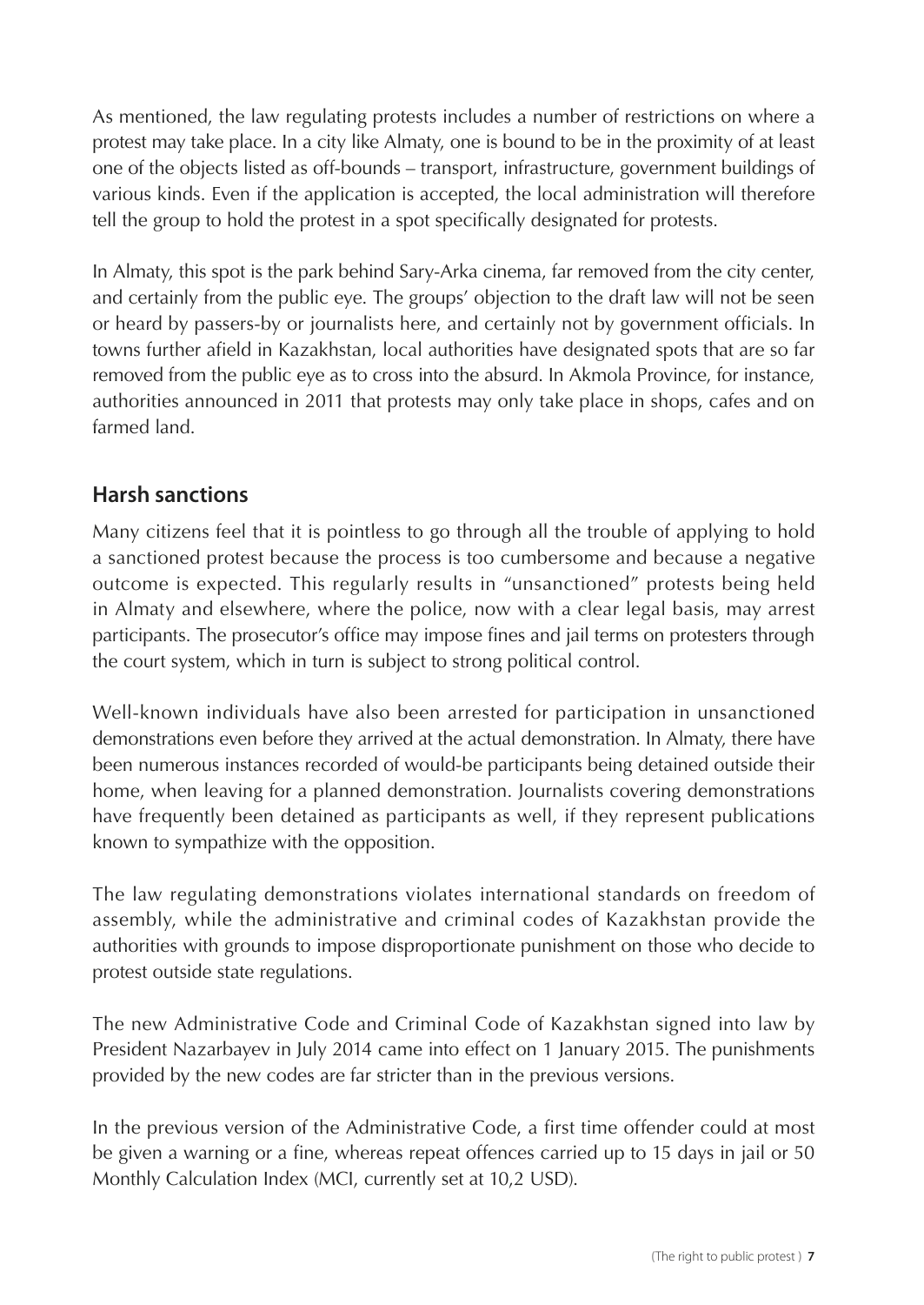As mentioned, the law regulating protests includes a number of restrictions on where a protest may take place. In a city like Almaty, one is bound to be in the proximity of at least one of the objects listed as off-bounds – transport, infrastructure, government buildings of various kinds. Even if the application is accepted, the local administration will therefore tell the group to hold the protest in a spot specifically designated for protests.

In Almaty, this spot is the park behind Sary-Arka cinema, far removed from the city center, and certainly from the public eye. The groups' objection to the draft law will not be seen or heard by passers-by or journalists here, and certainly not by government officials. In towns further afield in Kazakhstan, local authorities have designated spots that are so far removed from the public eye as to cross into the absurd. In Akmola Province, for instance, authorities announced in 2011 that protests may only take place in shops, cafes and on farmed land.

## Harsh sanctions

Many citizens feel that it is pointless to go through all the trouble of applying to hold a sanctioned protest because the process is too cumbersome and because a negative outcome is expected. This regularly results in "unsanctioned" protests being held in Almaty and elsewhere, where the police, now with a clear legal basis, may arrest participants. The prosecutor's office may impose fines and jail terms on protesters through the court system, which in turn is subject to strong political control.

Well-known individuals have also been arrested for participation in unsanctioned demonstrations even before they arrived at the actual demonstration. In Almaty, there have been numerous instances recorded of would-be participants being detained outside their home, when leaving for a planned demonstration. Journalists covering demonstrations have frequently been detained as participants as well, if they represent publications known to sympathize with the opposition.

The law regulating demonstrations violates international standards on freedom of assembly, while the administrative and criminal codes of Kazakhstan provide the authorities with grounds to impose disproportionate punishment on those who decide to protest outside state regulations.

The new Administrative Code and Criminal Code of Kazakhstan signed into law by President Nazarbayev in July 2014 came into effect on 1 January 2015. The punishments provided by the new codes are far stricter than in the previous versions.

In the previous version of the Administrative Code, a first time offender could at most be given a warning or a fine, whereas repeat offences carried up to 15 days in jail or 50 Monthly Calculation Index (MCI, currently set at 10,2 USD).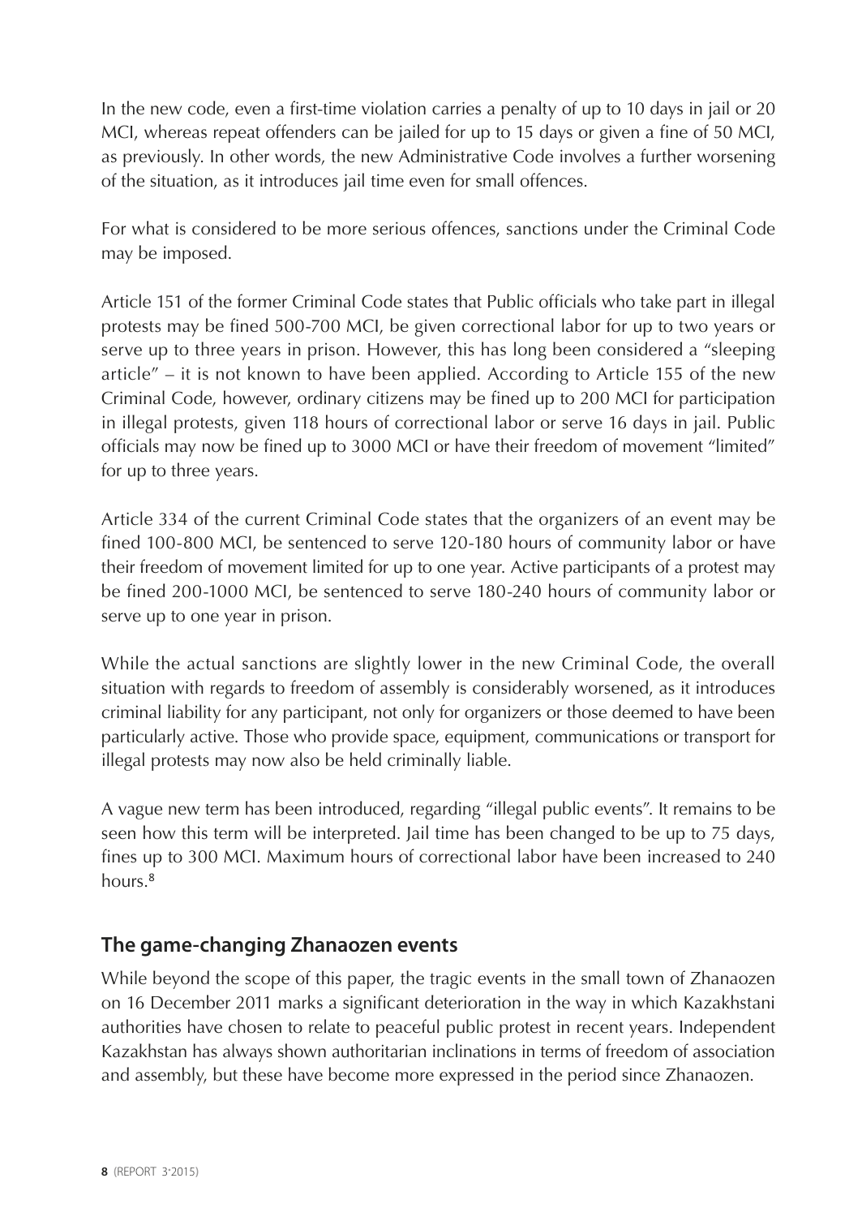In the new code, even a first-time violation carries a penalty of up to 10 days in jail or 20 MCI, whereas repeat offenders can be jailed for up to 15 days or given a fine of 50 MCI, as previously. In other words, the new Administrative Code involves a further worsening of the situation, as it introduces jail time even for small offences.

For what is considered to be more serious offences, sanctions under the Criminal Code may be imposed.

Article 151 of the former Criminal Code states that Public officials who take part in illegal protests may be fined 500-700 MCI, be given correctional labor for up to two years or serve up to three years in prison. However, this has long been considered a "sleeping article" – it is not known to have been applied. According to Article 155 of the new Criminal Code, however, ordinary citizens may be fined up to 200 MCI for participation in illegal protests, given 118 hours of correctional labor or serve 16 days in jail. Public officials may now be fined up to 3000 MCI or have their freedom of movement "limited" for up to three years.

Article 334 of the current Criminal Code states that the organizers of an event may be fined 100-800 MCI, be sentenced to serve 120-180 hours of community labor or have their freedom of movement limited for up to one year. Active participants of a protest may be fined 200-1000 MCI, be sentenced to serve 180-240 hours of community labor or serve up to one year in prison.

While the actual sanctions are slightly lower in the new Criminal Code, the overall situation with regards to freedom of assembly is considerably worsened, as it introduces criminal liability for any participant, not only for organizers or those deemed to have been particularly active. Those who provide space, equipment, communications or transport for illegal protests may now also be held criminally liable.

A vague new term has been introduced, regarding "illegal public events". It remains to be seen how this term will be interpreted. Jail time has been changed to be up to 75 days, fines up to 300 MCI. Maximum hours of correctional labor have been increased to 240 hours.[8]

## The game-changing Zhanaozen events

While beyond the scope of this paper, the tragic events in the small town of Zhanaozen on 16 December 2011 marks a significant deterioration in the way in which Kazakhstani authorities have chosen to relate to peaceful public protest in recent years. Independent Kazakhstan has always shown authoritarian inclinations in terms of freedom of association and assembly, but these have become more expressed in the period since Zhanaozen.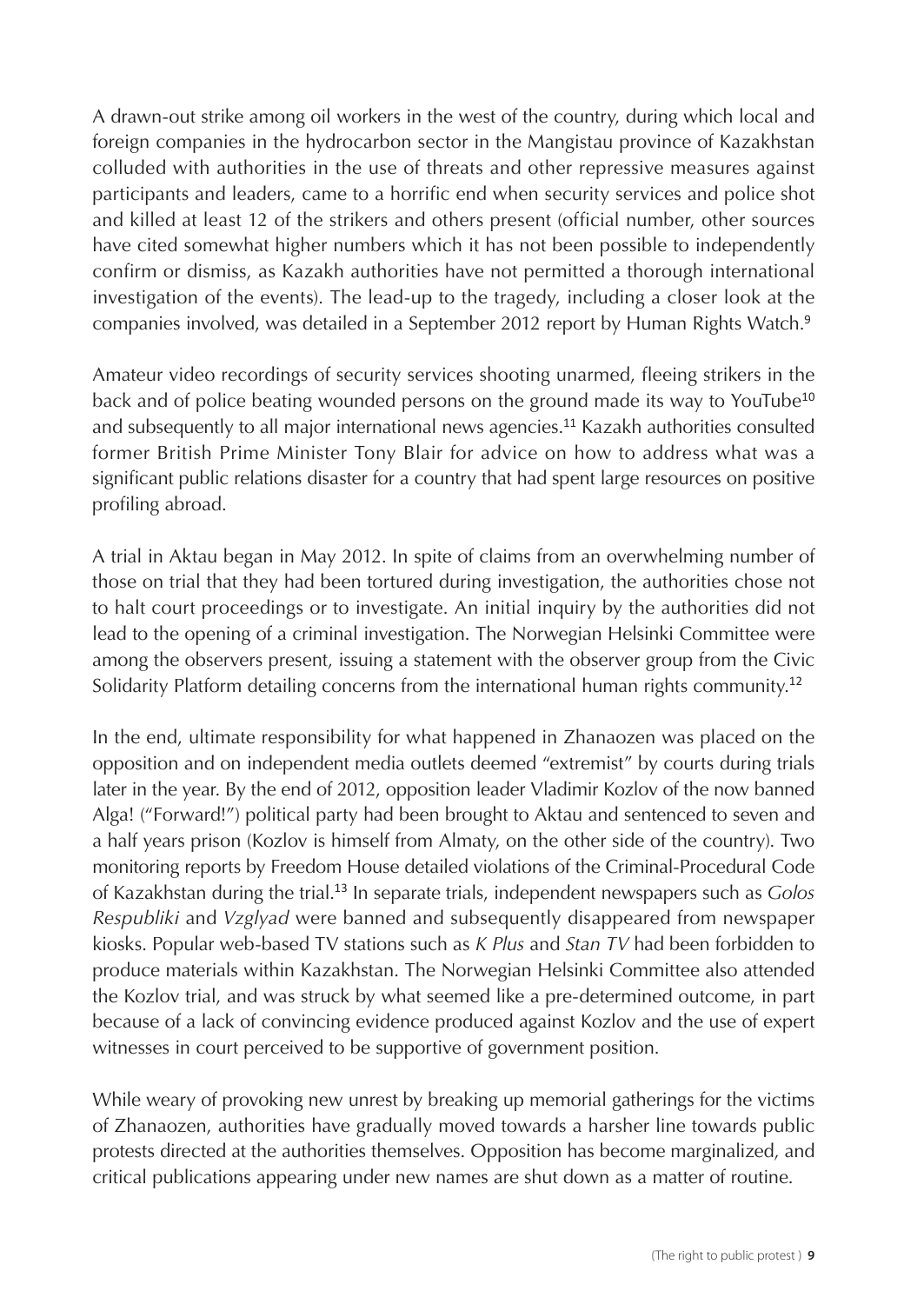A drawn-out strike among oil workers in the west of the country, during which local and foreign companies in the hydrocarbon sector in the Mangistau province of Kazakhstan colluded with authorities in the use of threats and other repressive measures against participants and leaders, came to a horrific end when security services and police shot and killed at least 12 of the strikers and others present (official number, other sources have cited somewhat higher numbers which it has not been possible to independently confirm or dismiss, as Kazakh authorities have not permitted a thorough international investigation of the events). The lead-up to the tragedy, including a closer look at the companies involved, was detailed in a September 2012 report by Human Rights Watch.[9]

Amateur video recordings of security services shooting unarmed, fleeing strikers in the back and of police beating wounded persons on the ground made its way to YouTube[10] and subsequently to all major international news agencies.[11] Kazakh authorities consulted former British Prime Minister Tony Blair for advice on how to address what was a significant public relations disaster for a country that had spent large resources on positive profiling abroad.

A trial in Aktau began in May 2012. In spite of claims from an overwhelming number of those on trial that they had been tortured during investigation, the authorities chose not to halt court proceedings or to investigate. An initial inquiry by the authorities did not lead to the opening of a criminal investigation. The Norwegian Helsinki Committee were among the observers present, issuing a statement with the observer group from the Civic Solidarity Platform detailing concerns from the international human rights community.[12]

In the end, ultimate responsibility for what happened in Zhanaozen was placed on the opposition and on independent media outlets deemed "extremist" by courts during trials later in the year. By the end of 2012, opposition leader Vladimir Kozlov of the now banned Alga! ("Forward!") political party had been brought to Aktau and sentenced to seven and a half years prison (Kozlov is himself from Almaty, on the other side of the country). Two monitoring reports by Freedom House detailed violations of the Criminal-Procedural Code of Kazakhstan during the trial.[13] In separate trials, independent newspapers such as *Golos Respubliki* and *Vzglyad* were banned and subsequently disappeared from newspaper kiosks. Popular web-based TV stations such as *K Plus* and *Stan TV* had been forbidden to produce materials within Kazakhstan. The Norwegian Helsinki Committee also attended the Kozlov trial, and was struck by what seemed like a pre-determined outcome, in part because of a lack of convincing evidence produced against Kozlov and the use of expert witnesses in court perceived to be supportive of government position.

While weary of provoking new unrest by breaking up memorial gatherings for the victims of Zhanaozen, authorities have gradually moved towards a harsher line towards public protests directed at the authorities themselves. Opposition has become marginalized, and critical publications appearing under new names are shut down as a matter of routine.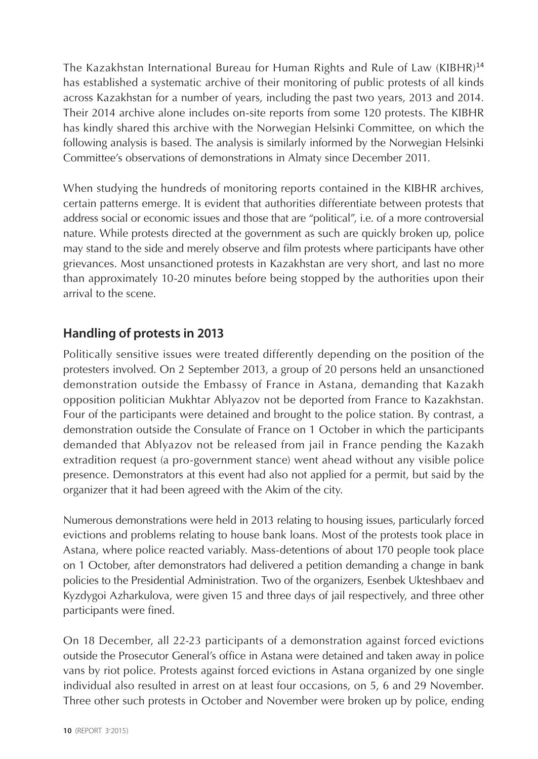The Kazakhstan International Bureau for Human Rights and Rule of Law (KIBHR)[14] has established a systematic archive of their monitoring of public protests of all kinds across Kazakhstan for a number of years, including the past two years, 2013 and 2014. Their 2014 archive alone includes on-site reports from some 120 protests. The KIBHR has kindly shared this archive with the Norwegian Helsinki Committee, on which the following analysis is based. The analysis is similarly informed by the Norwegian Helsinki Committee's observations of demonstrations in Almaty since December 2011.

When studying the hundreds of monitoring reports contained in the KIBHR archives, certain patterns emerge. It is evident that authorities differentiate between protests that address social or economic issues and those that are "political", i.e. of a more controversial nature. While protests directed at the government as such are quickly broken up, police may stand to the side and merely observe and film protests where participants have other grievances. Most unsanctioned protests in Kazakhstan are very short, and last no more than approximately 10-20 minutes before being stopped by the authorities upon their arrival to the scene.

## Handling of protests in 2013

Politically sensitive issues were treated differently depending on the position of the protesters involved. On 2 September 2013, a group of 20 persons held an unsanctioned demonstration outside the Embassy of France in Astana, demanding that Kazakh opposition politician Mukhtar Ablyazov not be deported from France to Kazakhstan. Four of the participants were detained and brought to the police station. By contrast, a demonstration outside the Consulate of France on 1 October in which the participants demanded that Ablyazov not be released from jail in France pending the Kazakh extradition request (a pro-government stance) went ahead without any visible police presence. Demonstrators at this event had also not applied for a permit, but said by the organizer that it had been agreed with the Akim of the city.

Numerous demonstrations were held in 2013 relating to housing issues, particularly forced evictions and problems relating to house bank loans. Most of the protests took place in Astana, where police reacted variably. Mass-detentions of about 170 people took place on 1 October, after demonstrators had delivered a petition demanding a change in bank policies to the Presidential Administration. Two of the organizers, Esenbek Ukteshbaev and Kyzdygoi Azharkulova, were given 15 and three days of jail respectively, and three other participants were fined.

On 18 December, all 22-23 participants of a demonstration against forced evictions outside the Prosecutor General's office in Astana were detained and taken away in police vans by riot police. Protests against forced evictions in Astana organized by one single individual also resulted in arrest on at least four occasions, on 5, 6 and 29 November. Three other such protests in October and November were broken up by police, ending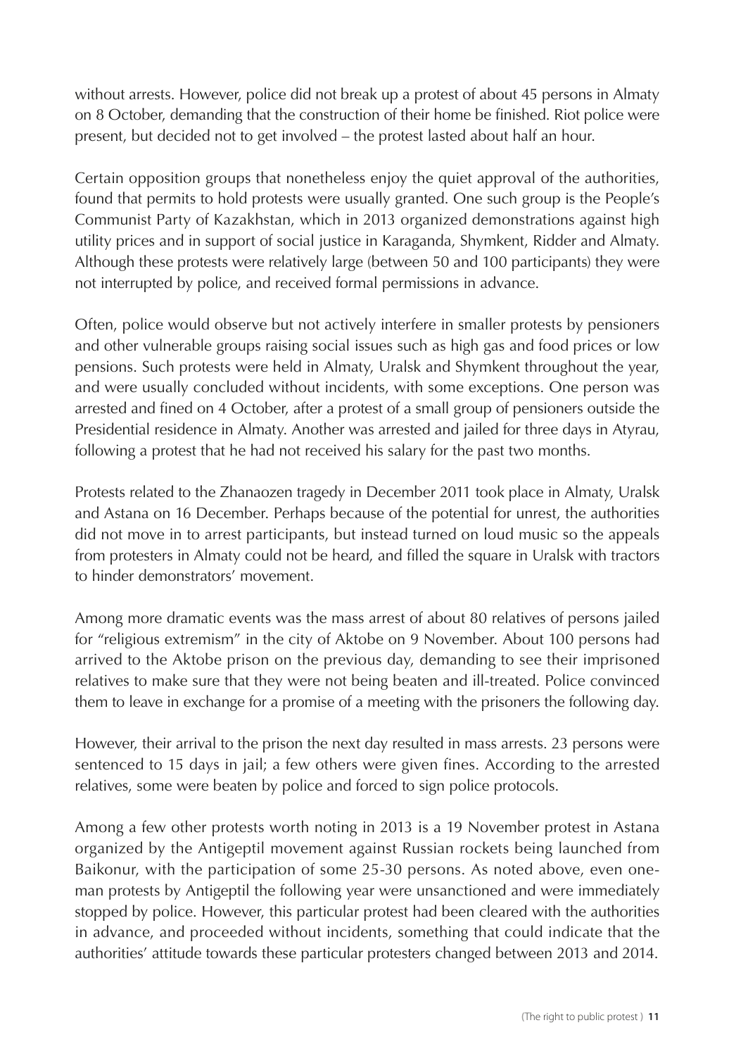without arrests. However, police did not break up a protest of about 45 persons in Almaty on 8 October, demanding that the construction of their home be finished. Riot police were present, but decided not to get involved – the protest lasted about half an hour.

Certain opposition groups that nonetheless enjoy the quiet approval of the authorities, found that permits to hold protests were usually granted. One such group is the People's Communist Party of Kazakhstan, which in 2013 organized demonstrations against high utility prices and in support of social justice in Karaganda, Shymkent, Ridder and Almaty. Although these protests were relatively large (between 50 and 100 participants) they were not interrupted by police, and received formal permissions in advance.

Often, police would observe but not actively interfere in smaller protests by pensioners and other vulnerable groups raising social issues such as high gas and food prices or low pensions. Such protests were held in Almaty, Uralsk and Shymkent throughout the year, and were usually concluded without incidents, with some exceptions. One person was arrested and fined on 4 October, after a protest of a small group of pensioners outside the Presidential residence in Almaty. Another was arrested and jailed for three days in Atyrau, following a protest that he had not received his salary for the past two months.

Protests related to the Zhanaozen tragedy in December 2011 took place in Almaty, Uralsk and Astana on 16 December. Perhaps because of the potential for unrest, the authorities did not move in to arrest participants, but instead turned on loud music so the appeals from protesters in Almaty could not be heard, and filled the square in Uralsk with tractors to hinder demonstrators' movement.

Among more dramatic events was the mass arrest of about 80 relatives of persons jailed for "religious extremism" in the city of Aktobe on 9 November. About 100 persons had arrived to the Aktobe prison on the previous day, demanding to see their imprisoned relatives to make sure that they were not being beaten and ill-treated. Police convinced them to leave in exchange for a promise of a meeting with the prisoners the following day.

However, their arrival to the prison the next day resulted in mass arrests. 23 persons were sentenced to 15 days in jail; a few others were given fines. According to the arrested relatives, some were beaten by police and forced to sign police protocols.

Among a few other protests worth noting in 2013 is a 19 November protest in Astana organized by the Antigeptil movement against Russian rockets being launched from Baikonur, with the participation of some 25-30 persons. As noted above, even one-man protests by Antigeptil the following year were unsanctioned and were immediately stopped by police. However, this particular protest had been cleared with the authorities in advance, and proceeded without incidents, something that could indicate that the authorities' attitude towards these particular protesters changed between 2013 and 2014.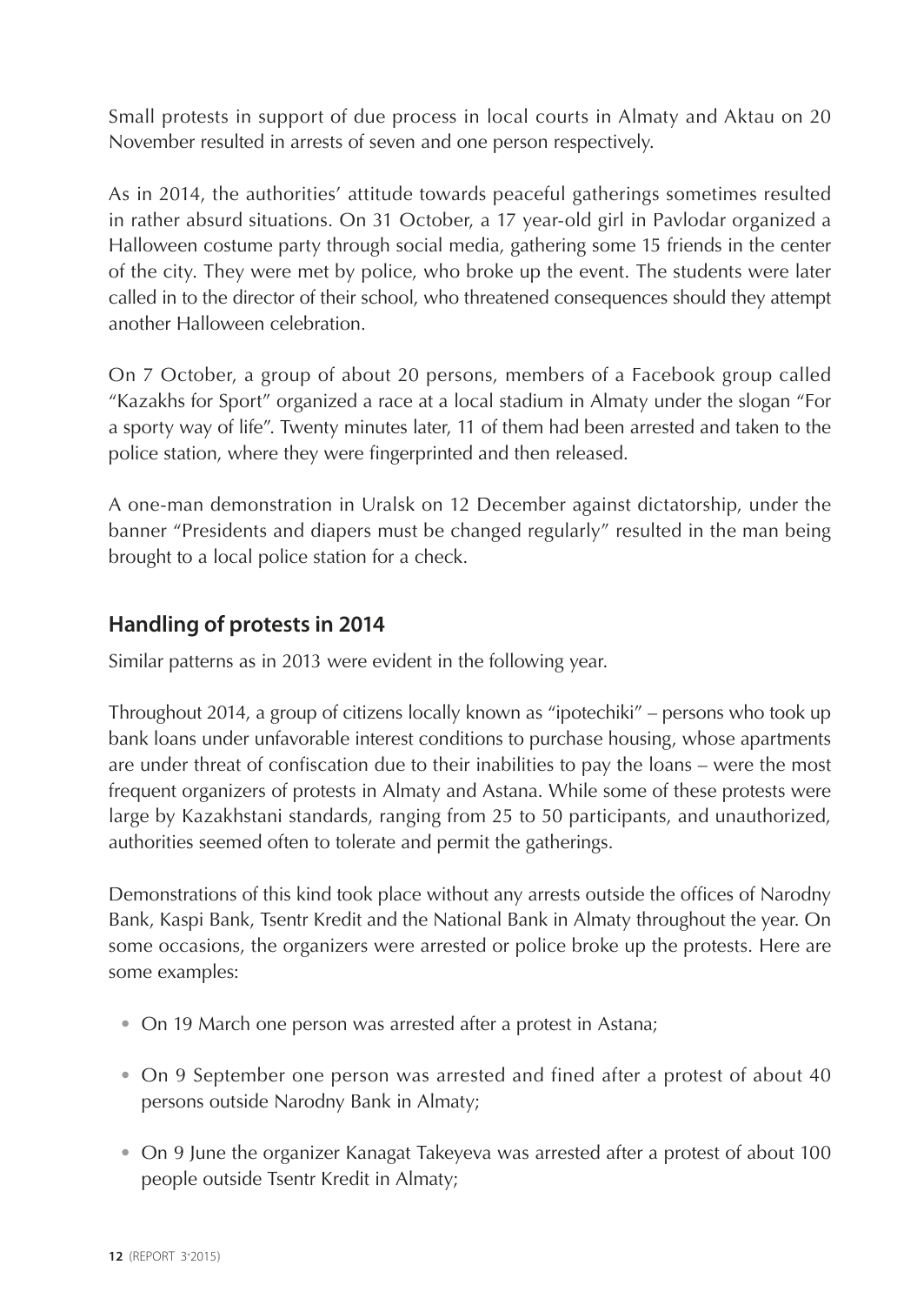Small protests in support of due process in local courts in Almaty and Aktau on 20 November resulted in arrests of seven and one person respectively.

As in 2014, the authorities' attitude towards peaceful gatherings sometimes resulted in rather absurd situations. On 31 October, a 17 year-old girl in Pavlodar organized a Halloween costume party through social media, gathering some 15 friends in the center of the city. They were met by police, who broke up the event. The students were later called in to the director of their school, who threatened consequences should they attempt another Halloween celebration.

On 7 October, a group of about 20 persons, members of a Facebook group called "Kazakhs for Sport" organized a race at a local stadium in Almaty under the slogan "For a sporty way of life". Twenty minutes later, 11 of them had been arrested and taken to the police station, where they were fingerprinted and then released.

A one-man demonstration in Uralsk on 12 December against dictatorship, under the banner "Presidents and diapers must be changed regularly" resulted in the man being brought to a local police station for a check.

## Handling of protests in 2014

Similar patterns as in 2013 were evident in the following year.

Throughout 2014, a group of citizens locally known as "ipotechiki" – persons who took up bank loans under unfavorable interest conditions to purchase housing, whose apartments are under threat of confiscation due to their inabilities to pay the loans – were the most frequent organizers of protests in Almaty and Astana. While some of these protests were large by Kazakhstani standards, ranging from 25 to 50 participants, and unauthorized, authorities seemed often to tolerate and permit the gatherings.

Demonstrations of this kind took place without any arrests outside the offices of Narodny Bank, Kaspi Bank, Tsentr Kredit and the National Bank in Almaty throughout the year. On some occasions, the organizers were arrested or police broke up the protests. Here are some examples:

- On 19 March one person was arrested after a protest in Astana;
- On 9 September one person was arrested and fined after a protest of about 40 persons outside Narodny Bank in Almaty;
- On 9 June the organizer Kanagat Takeyeva was arrested after a protest of about 100 people outside Tsentr Kredit in Almaty;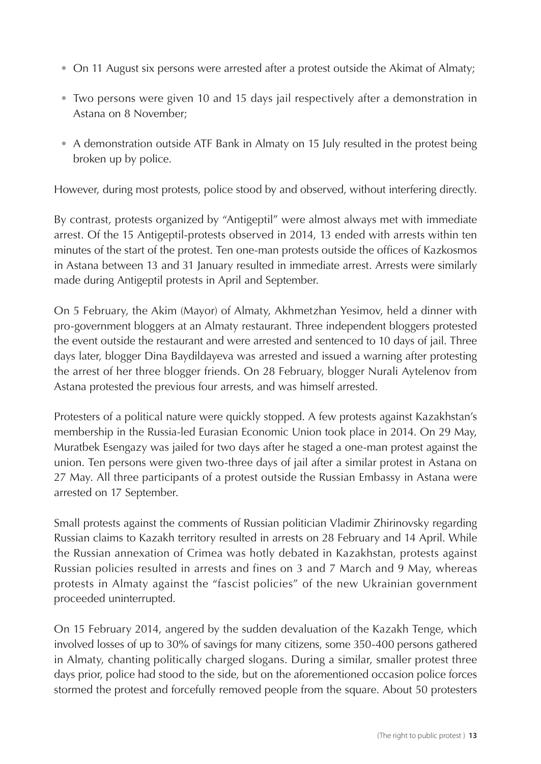- On 11 August six persons were arrested after a protest outside the Akimat of Almaty;
- Two persons were given 10 and 15 days jail respectively after a demonstration in Astana on 8 November;
- A demonstration outside ATF Bank in Almaty on 15 July resulted in the protest being broken up by police.

However, during most protests, police stood by and observed, without interfering directly.

By contrast, protests organized by "Antigeptil" were almost always met with immediate arrest. Of the 15 Antigeptil-protests observed in 2014, 13 ended with arrests within ten minutes of the start of the protest. Ten one-man protests outside the offices of Kazkosmos in Astana between 13 and 31 January resulted in immediate arrest. Arrests were similarly made during Antigeptil protests in April and September.

On 5 February, the Akim (Mayor) of Almaty, Akhmetzhan Yesimov, held a dinner with pro-government bloggers at an Almaty restaurant. Three independent bloggers protested the event outside the restaurant and were arrested and sentenced to 10 days of jail. Three days later, blogger Dina Baydildayeva was arrested and issued a warning after protesting the arrest of her three blogger friends. On 28 February, blogger Nurali Aytelenov from Astana protested the previous four arrests, and was himself arrested.

Protesters of a political nature were quickly stopped. A few protests against Kazakhstan's membership in the Russia-led Eurasian Economic Union took place in 2014. On 29 May, Muratbek Esengazy was jailed for two days after he staged a one-man protest against the union. Ten persons were given two-three days of jail after a similar protest in Astana on 27 May. All three participants of a protest outside the Russian Embassy in Astana were arrested on 17 September.

Small protests against the comments of Russian politician Vladimir Zhirinovsky regarding Russian claims to Kazakh territory resulted in arrests on 28 February and 14 April. While the Russian annexation of Crimea was hotly debated in Kazakhstan, protests against Russian policies resulted in arrests and fines on 3 and 7 March and 9 May, whereas protests in Almaty against the "fascist policies" of the new Ukrainian government proceeded uninterrupted.

On 15 February 2014, angered by the sudden devaluation of the Kazakh Tenge, which involved losses of up to 30% of savings for many citizens, some 350-400 persons gathered in Almaty, chanting politically charged slogans. During a similar, smaller protest three days prior, police had stood to the side, but on the aforementioned occasion police forces stormed the protest and forcefully removed people from the square. About 50 protesters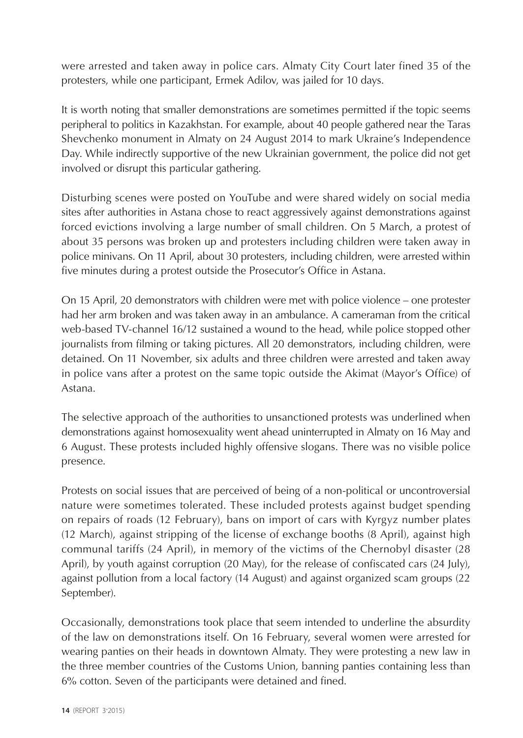were arrested and taken away in police cars. Almaty City Court later fined 35 of the protesters, while one participant, Ermek Adilov, was jailed for 10 days.

It is worth noting that smaller demonstrations are sometimes permitted if the topic seems peripheral to politics in Kazakhstan. For example, about 40 people gathered near the Taras Shevchenko monument in Almaty on 24 August 2014 to mark Ukraine's Independence Day. While indirectly supportive of the new Ukrainian government, the police did not get involved or disrupt this particular gathering.

Disturbing scenes were posted on YouTube and were shared widely on social media sites after authorities in Astana chose to react aggressively against demonstrations against forced evictions involving a large number of small children. On 5 March, a protest of about 35 persons was broken up and protesters including children were taken away in police minivans. On 11 April, about 30 protesters, including children, were arrested within five minutes during a protest outside the Prosecutor's Office in Astana.

On 15 April, 20 demonstrators with children were met with police violence – one protester had her arm broken and was taken away in an ambulance. A cameraman from the critical web-based TV-channel 16/12 sustained a wound to the head, while police stopped other journalists from filming or taking pictures. All 20 demonstrators, including children, were detained. On 11 November, six adults and three children were arrested and taken away in police vans after a protest on the same topic outside the Akimat (Mayor's Office) of Astana.

The selective approach of the authorities to unsanctioned protests was underlined when demonstrations against homosexuality went ahead uninterrupted in Almaty on 16 May and 6 August. These protests included highly offensive slogans. There was no visible police presence.

Protests on social issues that are perceived of being of a non-political or uncontroversial nature were sometimes tolerated. These included protests against budget spending on repairs of roads (12 February), bans on import of cars with Kyrgyz number plates (12 March), against stripping of the license of exchange booths (8 April), against high communal tariffs (24 April), in memory of the victims of the Chernobyl disaster (28 April), by youth against corruption (20 May), for the release of confiscated cars (24 July), against pollution from a local factory (14 August) and against organized scam groups (22 September).

Occasionally, demonstrations took place that seem intended to underline the absurdity of the law on demonstrations itself. On 16 February, several women were arrested for wearing panties on their heads in downtown Almaty. They were protesting a new law in the three member countries of the Customs Union, banning panties containing less than 6% cotton. Seven of the participants were detained and fined.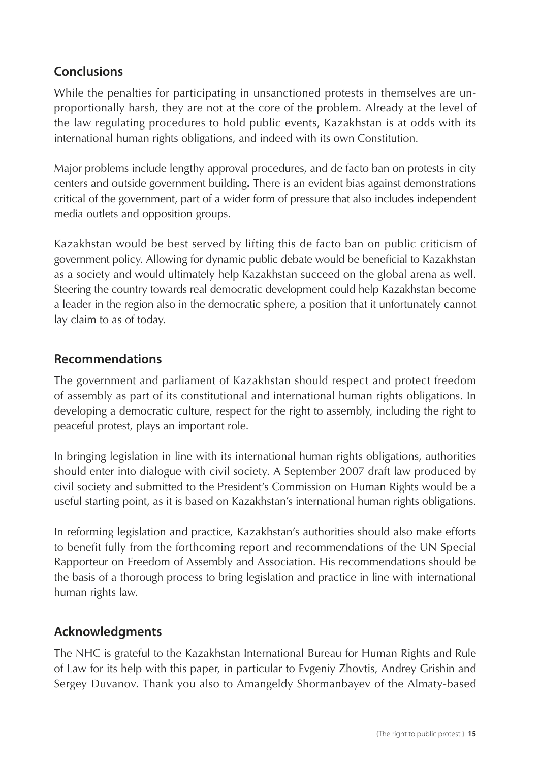## Conclusions

While the penalties for participating in unsanctioned protests in themselves are unproportionally harsh, they are not at the core of the problem. Already at the level of the law regulating procedures to hold public events, Kazakhstan is at odds with its international human rights obligations, and indeed with its own Constitution.

Major problems include lengthy approval procedures, and de facto ban on protests in city centers and outside government building**.** There is an evident bias against demonstrations critical of the government, part of a wider form of pressure that also includes independent media outlets and opposition groups.

Kazakhstan would be best served by lifting this de facto ban on public criticism of government policy. Allowing for dynamic public debate would be beneficial to Kazakhstan as a society and would ultimately help Kazakhstan succeed on the global arena as well. Steering the country towards real democratic development could help Kazakhstan become a leader in the region also in the democratic sphere, a position that it unfortunately cannot lay claim to as of today.

## Recommendations

The government and parliament of Kazakhstan should respect and protect freedom of assembly as part of its constitutional and international human rights obligations. In developing a democratic culture, respect for the right to assembly, including the right to peaceful protest, plays an important role.

In bringing legislation in line with its international human rights obligations, authorities should enter into dialogue with civil society. A September 2007 draft law produced by civil society and submitted to the President's Commission on Human Rights would be a useful starting point, as it is based on Kazakhstan's international human rights obligations.

In reforming legislation and practice, Kazakhstan's authorities should also make efforts to benefit fully from the forthcoming report and recommendations of the UN Special Rapporteur on Freedom of Assembly and Association. His recommendations should be the basis of a thorough process to bring legislation and practice in line with international human rights law.

## Acknowledgments

The NHC is grateful to the Kazakhstan International Bureau for Human Rights and Rule of Law for its help with this paper, in particular to Evgeniy Zhovtis, Andrey Grishin and Sergey Duvanov. Thank you also to Amangeldy Shormanbayev of the Almaty-based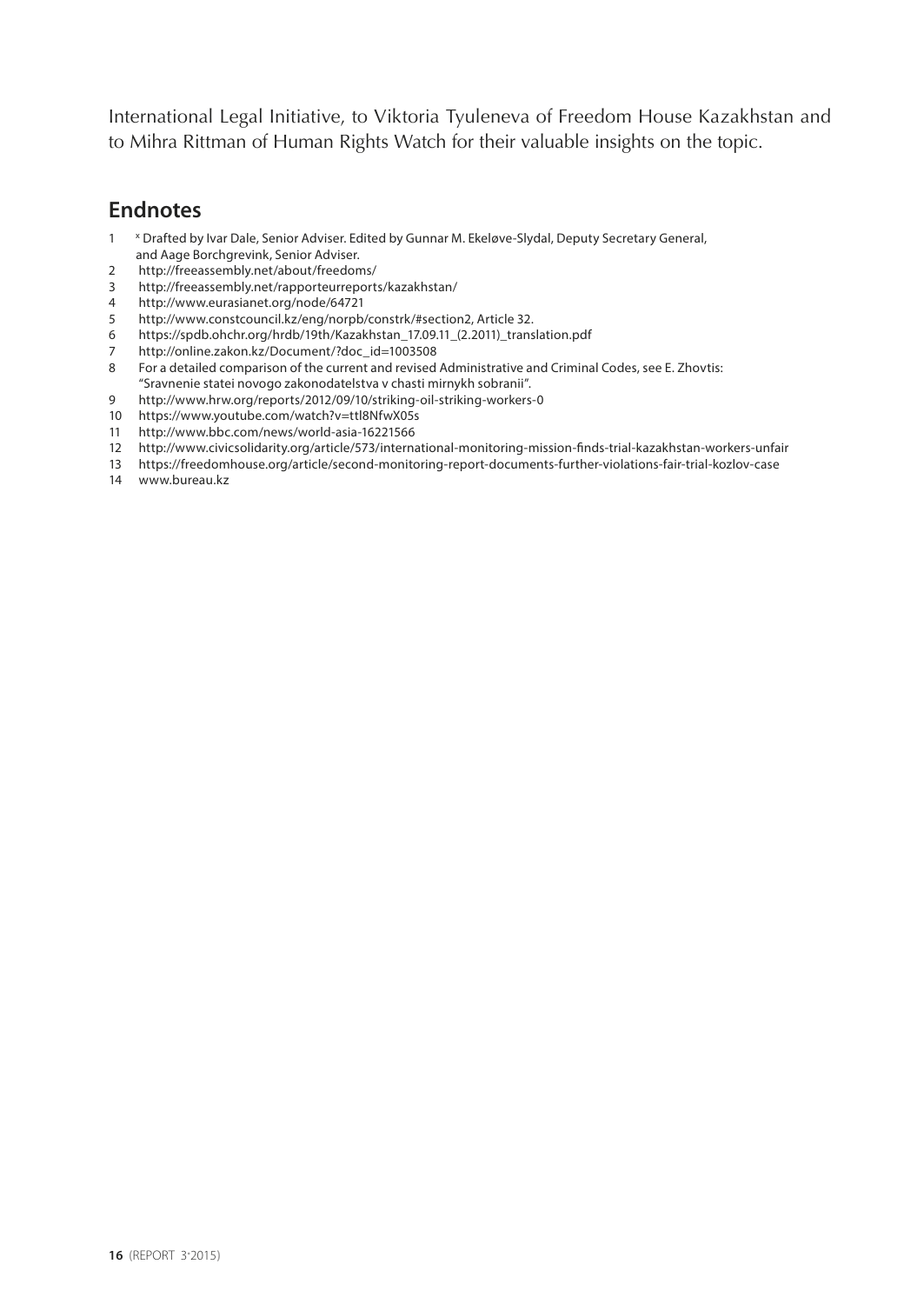International Legal Initiative, to Viktoria Tyuleneva of Freedom House Kazakhstan and to Mihra Rittman of Human Rights Watch for their valuable insights on the topic.

## Endnotes

1. [x] Drafted by Ivar Dale, Senior Adviser. Edited by Gunnar M. Ekeløve-Slydal, Deputy Secretary General, and Aage Borchgrevink, Senior Adviser.
2. http://freeassembly.net/about/freedoms/
3. http://freeassembly.net/rapporteurreports/kazakhstan/
4. http://www.eurasianet.org/node/64721
5. http://www.constcouncil.kz/eng/norpb/constrk/#section2, Article 32.
6. https://spdb.ohchr.org/hrdb/19th/Kazakhstan_17.09.11_(2.2011)_translation.pdf
7. http://online.zakon.kz/Document/?doc_id=1003508
8. For a detailed comparison of the current and revised Administrative and Criminal Codes, see E. Zhovtis: "Sravnenie statei novogo zakonodatelstva v chasti mirnykh sobranii".
9. http://www.hrw.org/reports/2012/09/10/striking-oil-striking-workers-0
10. https://www.youtube.com/watch?v=ttI8NfwX05s
11. http://www.bbc.com/news/world-asia-16221566
12. http://www.civicsolidarity.org/article/573/international-monitoring-mission-finds-trial-kazakhstan-workers-unfair
13. https://freedomhouse.org/article/second-monitoring-report-documents-further-violations-fair-trial-kozlov-case
14. www.bureau.kz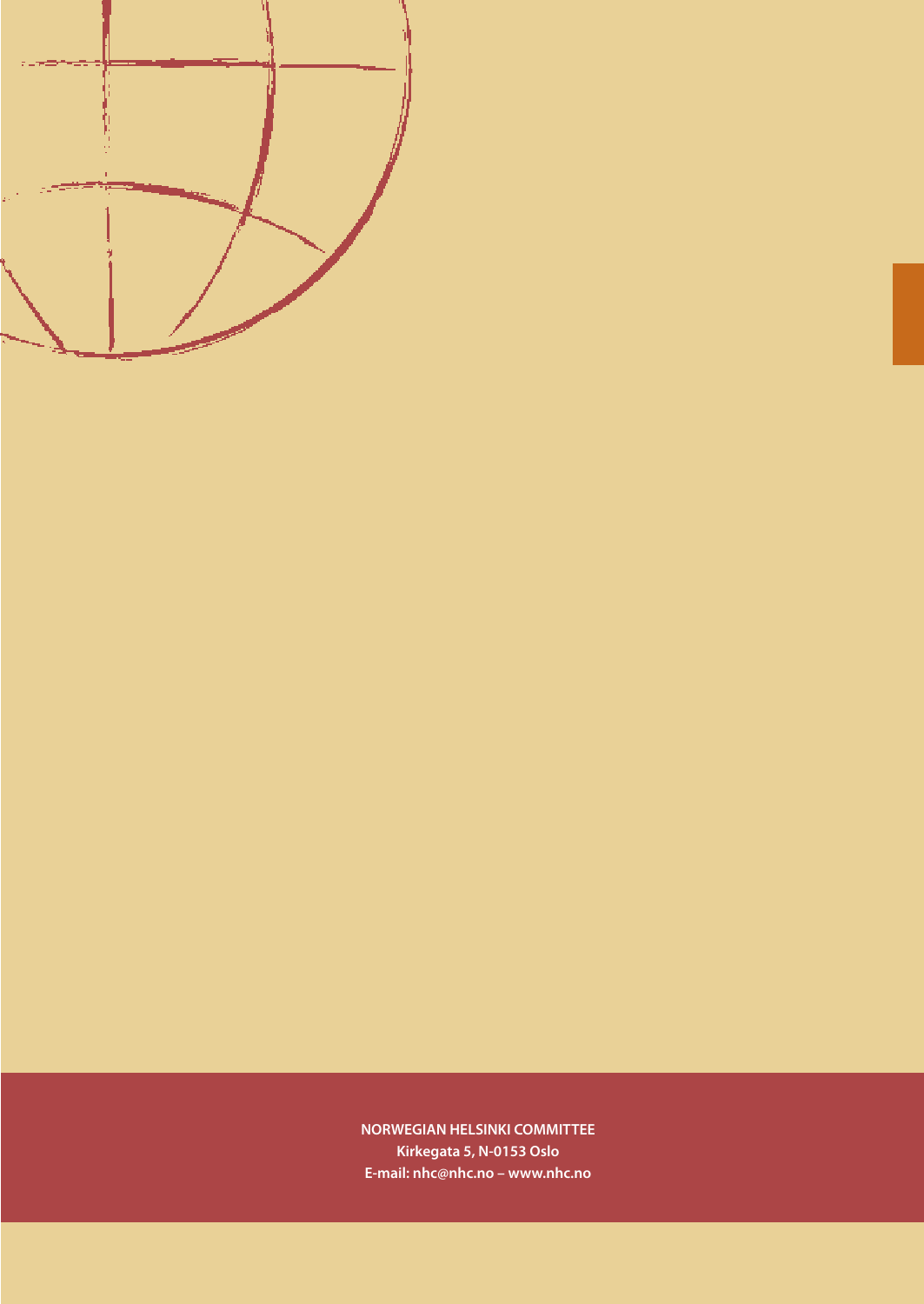**NORWEGIAN HELSINKI COMMITTEE**
**Kirkegata 5, N-0153 Oslo**
**E-mail: nhc@nhc.no – www.nhc.no**